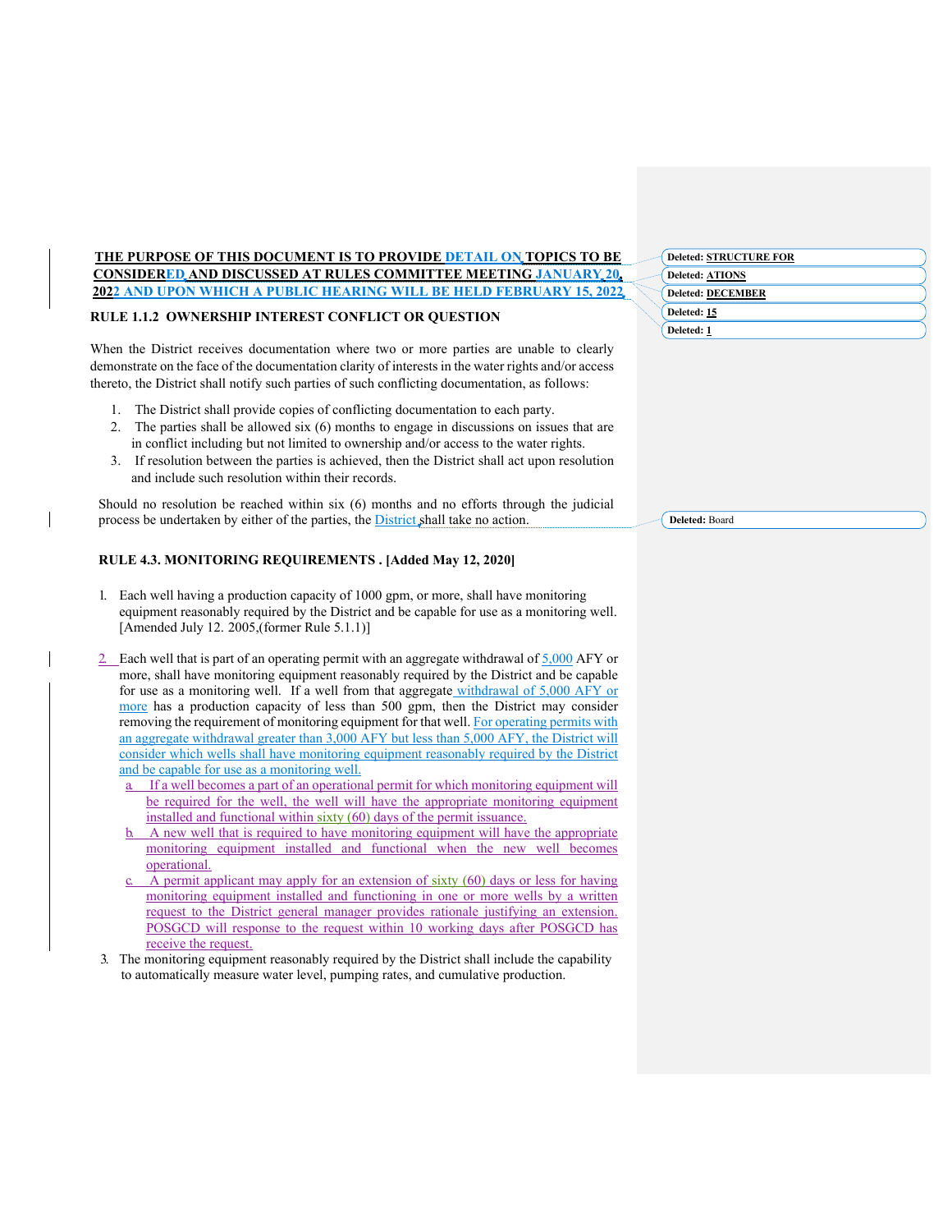**THE PURPOSE OF THIS DOCUMENT IS TO PROVIDE DETAIL ON TOPICS TO BE CONSIDERED AND DISCUSSED AT RULES COMMITTEE MEETING JANUARY 20, 2022 AND UPON WHICH A PUBLIC HEARING WILL BE HELD FEBRUARY 15, 2022**

Deleted: STRUCTURE FOR

Deleted: ATIONS

Deleted: DECEMBER

Deleted: 15

Deleted: 1

## RULE 1.1.2 OWNERSHIP INTEREST CONFLICT OR QUESTION

When the District receives documentation where two or more parties are unable to clearly demonstrate on the face of the documentation clarity of interests in the water rights and/or access thereto, the District shall notify such parties of such conflicting documentation, as follows:

1. The District shall provide copies of conflicting documentation to each party.
2. The parties shall be allowed six (6) months to engage in discussions on issues that are in conflict including but not limited to ownership and/or access to the water rights.
3. If resolution between the parties is achieved, then the District shall act upon resolution and include such resolution within their records.

Should no resolution be reached within six (6) months and no efforts through the judicial process be undertaken by either of the parties, the District shall take no action.

Deleted: Board

## RULE 4.3. MONITORING REQUIREMENTS . [Added May 12, 2020]

1. Each well having a production capacity of 1000 gpm, or more, shall have monitoring equipment reasonably required by the District and be capable for use as a monitoring well. [Amended July 12. 2005,(former Rule 5.1.1)]

2. Each well that is part of an operating permit with an aggregate withdrawal of 5,000 AFY or more, shall have monitoring equipment reasonably required by the District and be capable for use as a monitoring well. If a well from that aggregate withdrawal of 5,000 AFY or more has a production capacity of less than 500 gpm, then the District may consider removing the requirement of monitoring equipment for that well. For operating permits with an aggregate withdrawal greater than 3,000 AFY but less than 5,000 AFY, the District will consider which wells shall have monitoring equipment reasonably required by the District and be capable for use as a monitoring well.
   a. If a well becomes a part of an operational permit for which monitoring equipment will be required for the well, the well will have the appropriate monitoring equipment installed and functional within sixty (60) days of the permit issuance.
   b. A new well that is required to have monitoring equipment will have the appropriate monitoring equipment installed and functional when the new well becomes operational.
   c. A permit applicant may apply for an extension of sixty (60) days or less for having monitoring equipment installed and functioning in one or more wells by a written request to the District general manager provides rationale justifying an extension. POSGCD will response to the request within 10 working days after POSGCD has receive the request.

3. The monitoring equipment reasonably required by the District shall include the capability to automatically measure water level, pumping rates, and cumulative production.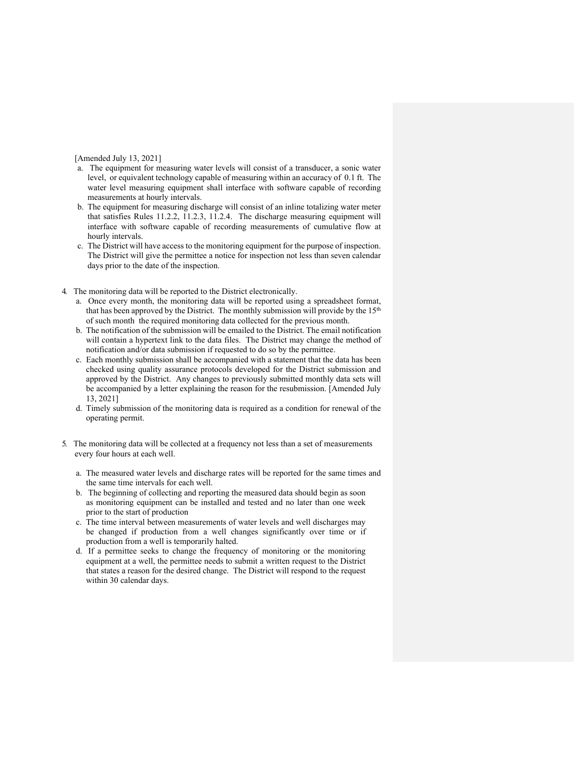[Amended July 13, 2021]

a. The equipment for measuring water levels will consist of a transducer, a sonic water level, or equivalent technology capable of measuring within an accuracy of 0.1 ft. The water level measuring equipment shall interface with software capable of recording measurements at hourly intervals.
b. The equipment for measuring discharge will consist of an inline totalizing water meter that satisfies Rules 11.2.2, 11.2.3, 11.2.4. The discharge measuring equipment will interface with software capable of recording measurements of cumulative flow at hourly intervals.
c. The District will have access to the monitoring equipment for the purpose of inspection. The District will give the permittee a notice for inspection not less than seven calendar days prior to the date of the inspection.

4. The monitoring data will be reported to the District electronically.
   a. Once every month, the monitoring data will be reported using a spreadsheet format, that has been approved by the District. The monthly submission will provide by the 15th of such month the required monitoring data collected for the previous month.
   b. The notification of the submission will be emailed to the District. The email notification will contain a hypertext link to the data files. The District may change the method of notification and/or data submission if requested to do so by the permittee.
   c. Each monthly submission shall be accompanied with a statement that the data has been checked using quality assurance protocols developed for the District submission and approved by the District. Any changes to previously submitted monthly data sets will be accompanied by a letter explaining the reason for the resubmission. [Amended July 13, 2021]
   d. Timely submission of the monitoring data is required as a condition for renewal of the operating permit.

5. The monitoring data will be collected at a frequency not less than a set of measurements every four hours at each well.
   a. The measured water levels and discharge rates will be reported for the same times and the same time intervals for each well.
   b. The beginning of collecting and reporting the measured data should begin as soon as monitoring equipment can be installed and tested and no later than one week prior to the start of production
   c. The time interval between measurements of water levels and well discharges may be changed if production from a well changes significantly over time or if production from a well is temporarily halted.
   d. If a permittee seeks to change the frequency of monitoring or the monitoring equipment at a well, the permittee needs to submit a written request to the District that states a reason for the desired change. The District will respond to the request within 30 calendar days.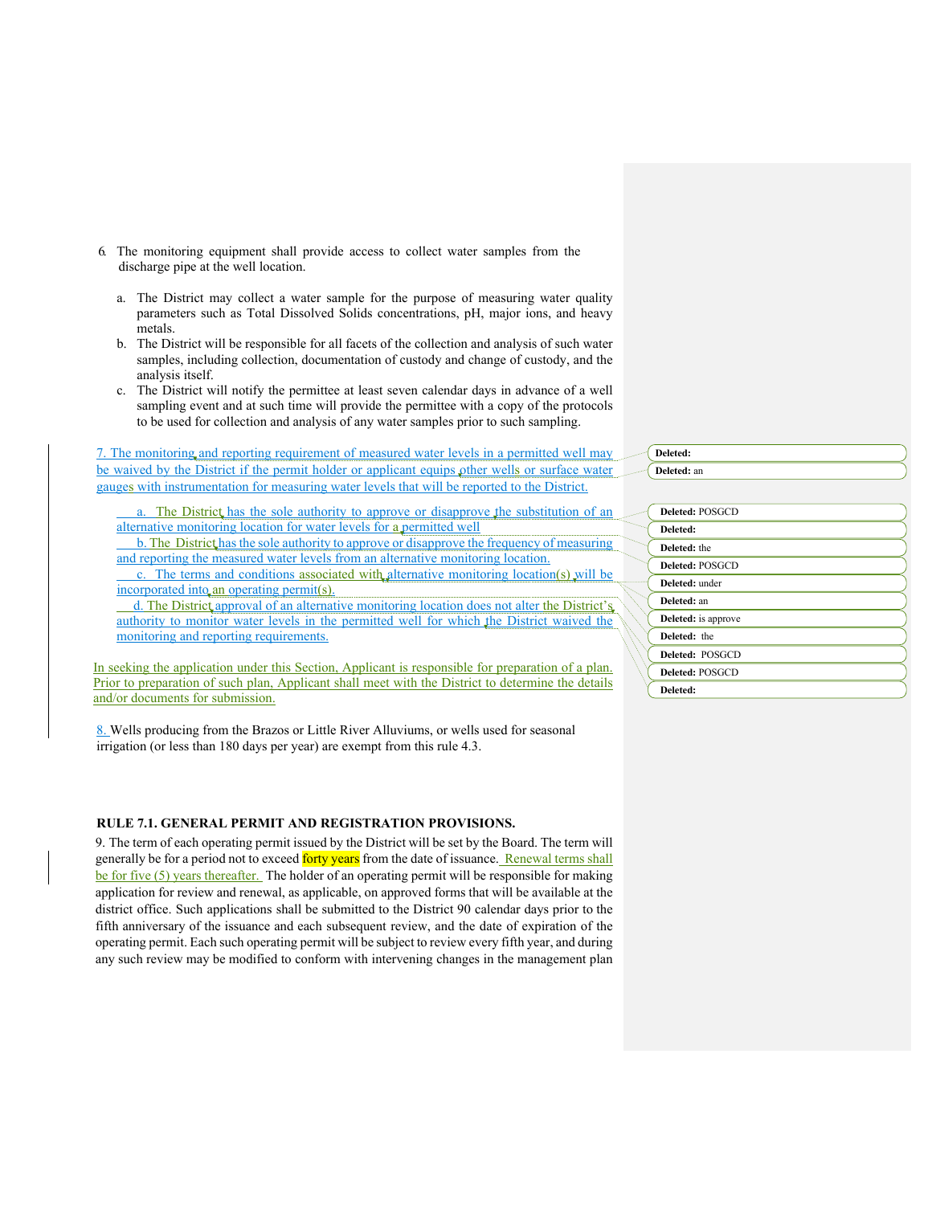6. The monitoring equipment shall provide access to collect water samples from the discharge pipe at the well location.

   a. The District may collect a water sample for the purpose of measuring water quality parameters such as Total Dissolved Solids concentrations, pH, major ions, and heavy metals.
   b. The District will be responsible for all facets of the collection and analysis of such water samples, including collection, documentation of custody and change of custody, and the analysis itself.
   c. The District will notify the permittee at least seven calendar days in advance of a well sampling event and at such time will provide the permittee with a copy of the protocols to be used for collection and analysis of any water samples prior to such sampling.

7. The monitoring and reporting requirement of measured water levels in a permitted well may be waived by the District if the permit holder or applicant equips other wells or surface water gauges with instrumentation for measuring water levels that will be reported to the District.

   a. The District has the sole authority to approve or disapprove the substitution of an alternative monitoring location for water levels for a permitted well
   b. The District has the sole authority to approve or disapprove the frequency of measuring and reporting the measured water levels from an alternative monitoring location.
   c. The terms and conditions associated with alternative monitoring location(s) will be incorporated into an operating permit(s).
   d. The District approval of an alternative monitoring location does not alter the District's authority to monitor water levels in the permitted well for which the District waived the monitoring and reporting requirements.

In seeking the application under this Section, Applicant is responsible for preparation of a plan. Prior to preparation of such plan, Applicant shall meet with the District to determine the details and/or documents for submission.

8. Wells producing from the Brazos or Little River Alluviums, or wells used for seasonal irrigation (or less than 180 days per year) are exempt from this rule 4.3.

**RULE 7.1. GENERAL PERMIT AND REGISTRATION PROVISIONS.**

9. The term of each operating permit issued by the District will be set by the Board. The term will generally be for a period not to exceed forty years from the date of issuance. Renewal terms shall be for five (5) years thereafter. The holder of an operating permit will be responsible for making application for review and renewal, as applicable, on approved forms that will be available at the district office. Such applications shall be submitted to the District 90 calendar days prior to the fifth anniversary of the issuance and each subsequent review, and the date of expiration of the operating permit. Each such operating permit will be subject to review every fifth year, and during any such review may be modified to conform with intervening changes in the management plan

Deleted:
Deleted: an
Deleted: POSGCD
Deleted:
Deleted: the
Deleted: POSGCD
Deleted: under
Deleted: an
Deleted: is approve
Deleted: the
Deleted: POSGCD
Deleted: POSGCD
Deleted: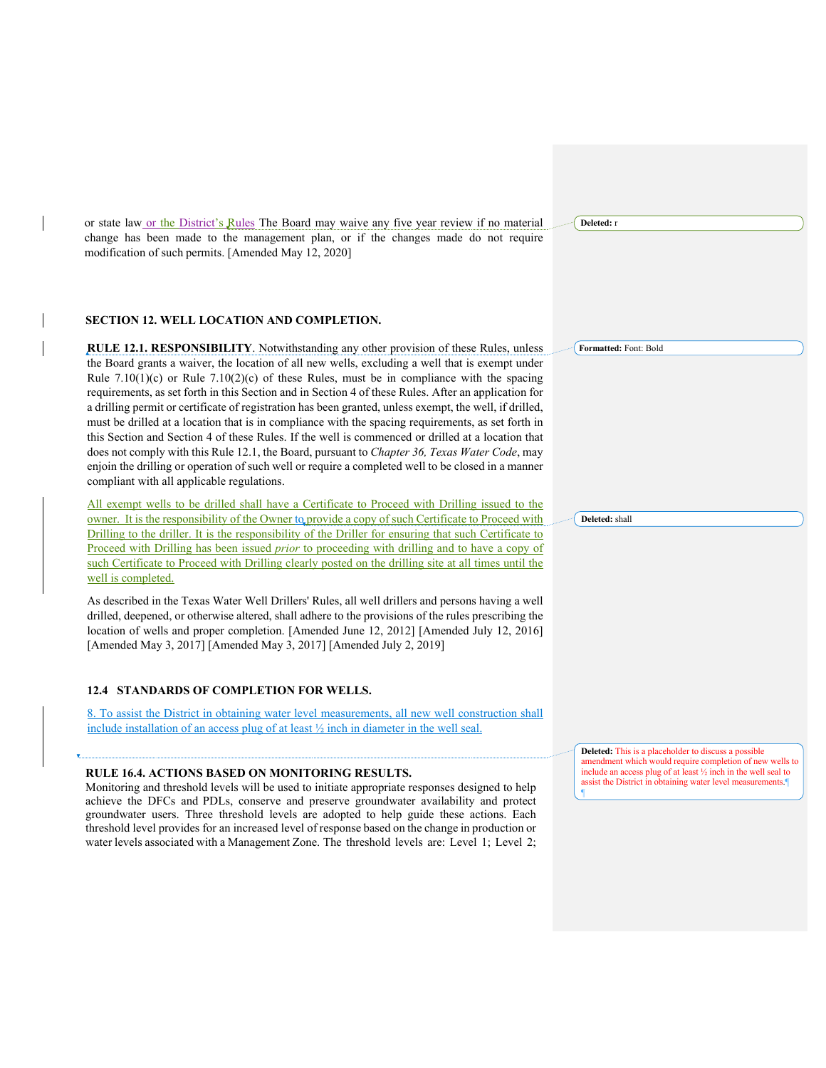or state law or the District's Rules The Board may waive any five year review if no material change has been made to the management plan, or if the changes made do not require modification of such permits. [Amended May 12, 2020]

**SECTION 12. WELL LOCATION AND COMPLETION.**

**RULE 12.1. RESPONSIBILITY**. Notwithstanding any other provision of these Rules, unless the Board grants a waiver, the location of all new wells, excluding a well that is exempt under Rule 7.10(1)(c) or Rule 7.10(2)(c) of these Rules, must be in compliance with the spacing requirements, as set forth in this Section and in Section 4 of these Rules. After an application for a drilling permit or certificate of registration has been granted, unless exempt, the well, if drilled, must be drilled at a location that is in compliance with the spacing requirements, as set forth in this Section and Section 4 of these Rules. If the well is commenced or drilled at a location that does not comply with this Rule 12.1, the Board, pursuant to *Chapter 36, Texas Water Code*, may enjoin the drilling or operation of such well or require a completed well to be closed in a manner compliant with all applicable regulations.

All exempt wells to be drilled shall have a Certificate to Proceed with Drilling issued to the owner. It is the responsibility of the Owner to provide a copy of such Certificate to Proceed with Drilling to the driller. It is the responsibility of the Driller for ensuring that such Certificate to Proceed with Drilling has been issued *prior* to proceeding with drilling and to have a copy of such Certificate to Proceed with Drilling clearly posted on the drilling site at all times until the well is completed.

As described in the Texas Water Well Drillers' Rules, all well drillers and persons having a well drilled, deepened, or otherwise altered, shall adhere to the provisions of the rules prescribing the location of wells and proper completion. [Amended June 12, 2012] [Amended July 12, 2016] [Amended May 3, 2017] [Amended May 3, 2017] [Amended July 2, 2019]

**12.4 STANDARDS OF COMPLETION FOR WELLS.**

8. To assist the District in obtaining water level measurements, all new well construction shall include installation of an access plug of at least ½ inch in diameter in the well seal.

**RULE 16.4. ACTIONS BASED ON MONITORING RESULTS.**
Monitoring and threshold levels will be used to initiate appropriate responses designed to help achieve the DFCs and PDLs, conserve and preserve groundwater availability and protect groundwater users. Three threshold levels are adopted to help guide these actions. Each threshold level provides for an increased level of response based on the change in production or water levels associated with a Management Zone. The threshold levels are: Level 1; Level 2;

Deleted: r

Formatted: Font: Bold

Deleted: shall

Deleted: This is a placeholder to discuss a possible amendment which would require completion of new wells to include an access plug of at least ½ inch in the well seal to assist the District in obtaining water level measurements.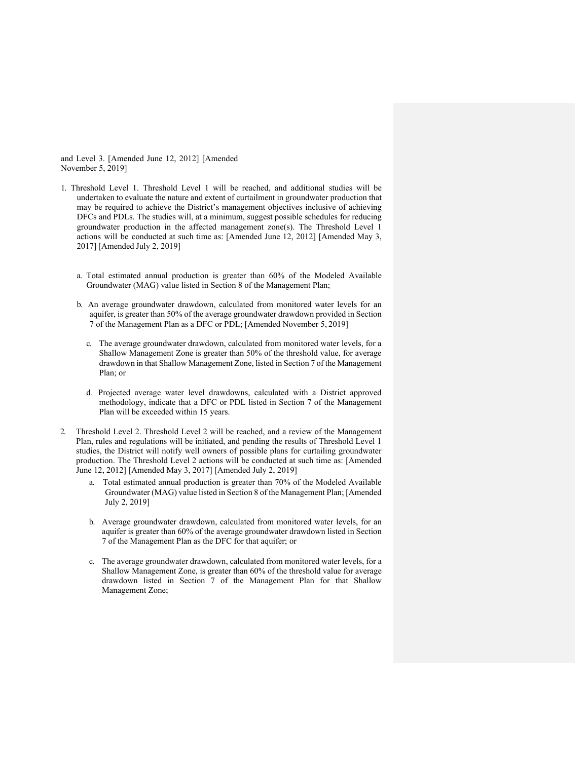and Level 3. [Amended June 12, 2012] [Amended November 5, 2019]

1. Threshold Level 1. Threshold Level 1 will be reached, and additional studies will be undertaken to evaluate the nature and extent of curtailment in groundwater production that may be required to achieve the District's management objectives inclusive of achieving DFCs and PDLs. The studies will, at a minimum, suggest possible schedules for reducing groundwater production in the affected management zone(s). The Threshold Level 1 actions will be conducted at such time as: [Amended June 12, 2012] [Amended May 3, 2017] [Amended July 2, 2019]

   a. Total estimated annual production is greater than 60% of the Modeled Available Groundwater (MAG) value listed in Section 8 of the Management Plan;

   b. An average groundwater drawdown, calculated from monitored water levels for an aquifer, is greater than 50% of the average groundwater drawdown provided in Section 7 of the Management Plan as a DFC or PDL; [Amended November 5, 2019]

   c. The average groundwater drawdown, calculated from monitored water levels, for a Shallow Management Zone is greater than 50% of the threshold value, for average drawdown in that Shallow Management Zone, listed in Section 7 of the Management Plan; or

   d. Projected average water level drawdowns, calculated with a District approved methodology, indicate that a DFC or PDL listed in Section 7 of the Management Plan will be exceeded within 15 years.

2. Threshold Level 2. Threshold Level 2 will be reached, and a review of the Management Plan, rules and regulations will be initiated, and pending the results of Threshold Level 1 studies, the District will notify well owners of possible plans for curtailing groundwater production. The Threshold Level 2 actions will be conducted at such time as: [Amended June 12, 2012] [Amended May 3, 2017] [Amended July 2, 2019]

   a. Total estimated annual production is greater than 70% of the Modeled Available Groundwater (MAG) value listed in Section 8 of the Management Plan; [Amended July 2, 2019]

   b. Average groundwater drawdown, calculated from monitored water levels, for an aquifer is greater than 60% of the average groundwater drawdown listed in Section 7 of the Management Plan as the DFC for that aquifer; or

   c. The average groundwater drawdown, calculated from monitored water levels, for a Shallow Management Zone, is greater than 60% of the threshold value for average drawdown listed in Section 7 of the Management Plan for that Shallow Management Zone;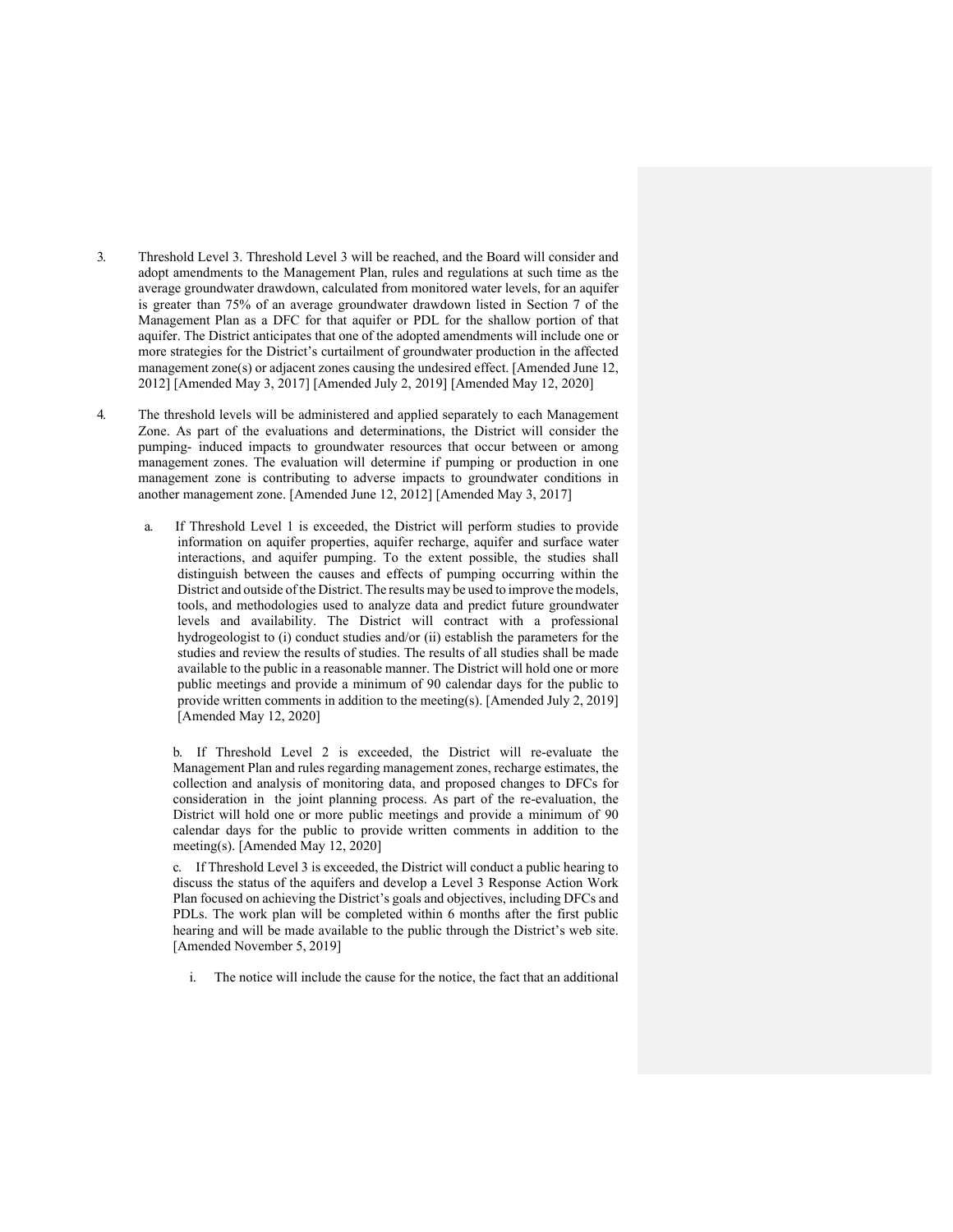3. Threshold Level 3. Threshold Level 3 will be reached, and the Board will consider and adopt amendments to the Management Plan, rules and regulations at such time as the average groundwater drawdown, calculated from monitored water levels, for an aquifer is greater than 75% of an average groundwater drawdown listed in Section 7 of the Management Plan as a DFC for that aquifer or PDL for the shallow portion of that aquifer. The District anticipates that one of the adopted amendments will include one or more strategies for the District's curtailment of groundwater production in the affected management zone(s) or adjacent zones causing the undesired effect. [Amended June 12, 2012] [Amended May 3, 2017] [Amended July 2, 2019] [Amended May 12, 2020]

4. The threshold levels will be administered and applied separately to each Management Zone. As part of the evaluations and determinations, the District will consider the pumping- induced impacts to groundwater resources that occur between or among management zones. The evaluation will determine if pumping or production in one management zone is contributing to adverse impacts to groundwater conditions in another management zone. [Amended June 12, 2012] [Amended May 3, 2017]

   a. If Threshold Level 1 is exceeded, the District will perform studies to provide information on aquifer properties, aquifer recharge, aquifer and surface water interactions, and aquifer pumping. To the extent possible, the studies shall distinguish between the causes and effects of pumping occurring within the District and outside of the District. The results may be used to improve the models, tools, and methodologies used to analyze data and predict future groundwater levels and availability. The District will contract with a professional hydrogeologist to (i) conduct studies and/or (ii) establish the parameters for the studies and review the results of studies. The results of all studies shall be made available to the public in a reasonable manner. The District will hold one or more public meetings and provide a minimum of 90 calendar days for the public to provide written comments in addition to the meeting(s). [Amended July 2, 2019] [Amended May 12, 2020]

   b. If Threshold Level 2 is exceeded, the District will re-evaluate the Management Plan and rules regarding management zones, recharge estimates, the collection and analysis of monitoring data, and proposed changes to DFCs for consideration in the joint planning process. As part of the re-evaluation, the District will hold one or more public meetings and provide a minimum of 90 calendar days for the public to provide written comments in addition to the meeting(s). [Amended May 12, 2020]

   c. If Threshold Level 3 is exceeded, the District will conduct a public hearing to discuss the status of the aquifers and develop a Level 3 Response Action Work Plan focused on achieving the District's goals and objectives, including DFCs and PDLs. The work plan will be completed within 6 months after the first public hearing and will be made available to the public through the District's web site. [Amended November 5, 2019]

      i. The notice will include the cause for the notice, the fact that an additional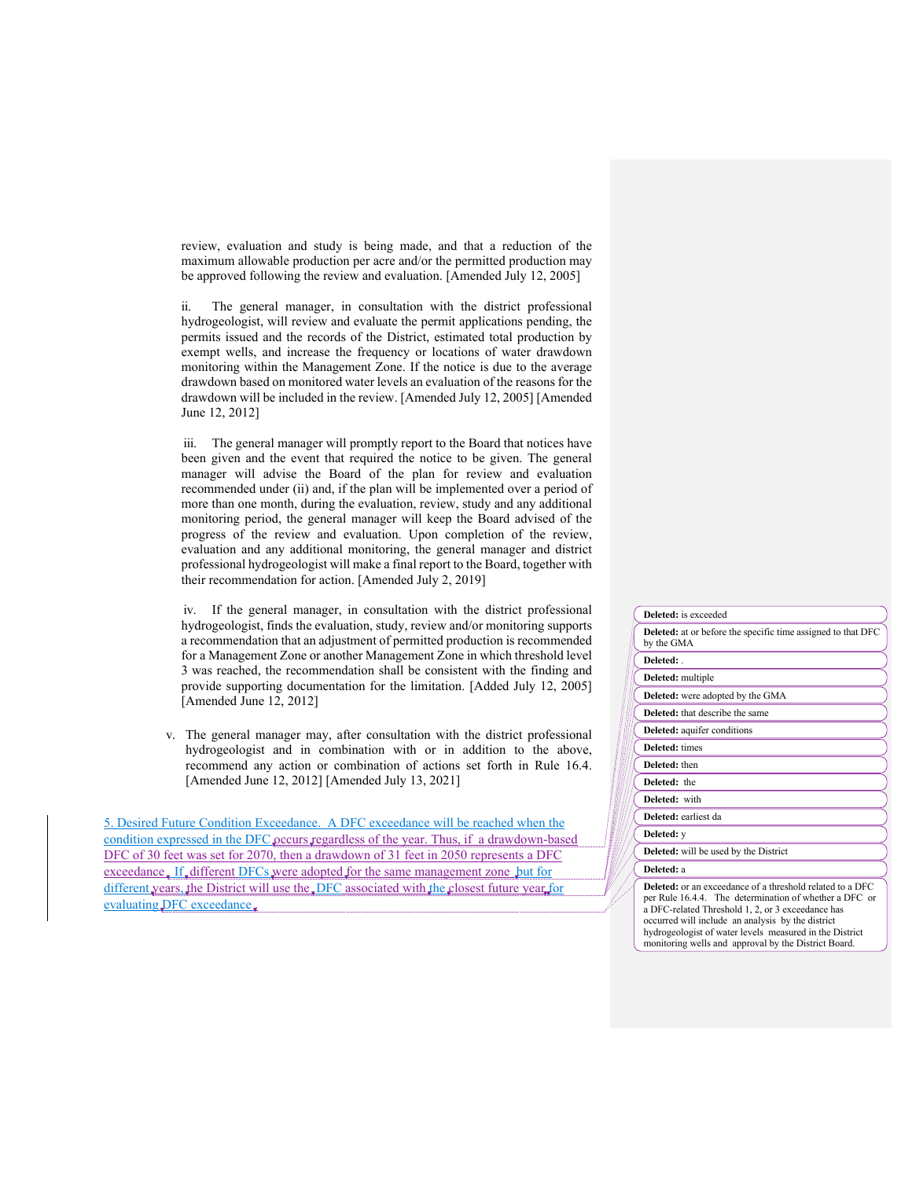review, evaluation and study is being made, and that a reduction of the maximum allowable production per acre and/or the permitted production may be approved following the review and evaluation. [Amended July 12, 2005]

ii. The general manager, in consultation with the district professional hydrogeologist, will review and evaluate the permit applications pending, the permits issued and the records of the District, estimated total production by exempt wells, and increase the frequency or locations of water drawdown monitoring within the Management Zone. If the notice is due to the average drawdown based on monitored water levels an evaluation of the reasons for the drawdown will be included in the review. [Amended July 12, 2005] [Amended June 12, 2012]

iii. The general manager will promptly report to the Board that notices have been given and the event that required the notice to be given. The general manager will advise the Board of the plan for review and evaluation recommended under (ii) and, if the plan will be implemented over a period of more than one month, during the evaluation, review, study and any additional monitoring period, the general manager will keep the Board advised of the progress of the review and evaluation. Upon completion of the review, evaluation and any additional monitoring, the general manager and district professional hydrogeologist will make a final report to the Board, together with their recommendation for action. [Amended July 2, 2019]

iv. If the general manager, in consultation with the district professional hydrogeologist, finds the evaluation, study, review and/or monitoring supports a recommendation that an adjustment of permitted production is recommended for a Management Zone or another Management Zone in which threshold level 3 was reached, the recommendation shall be consistent with the finding and provide supporting documentation for the limitation. [Added July 12, 2005] [Amended June 12, 2012]

v. The general manager may, after consultation with the district professional hydrogeologist and in combination with or in addition to the above, recommend any action or combination of actions set forth in Rule 16.4. [Amended June 12, 2012] [Amended July 13, 2021]

5. Desired Future Condition Exceedance. A DFC exceedance will be reached when the condition expressed in the DFC occurs regardless of the year. Thus, if a drawdown-based DFC of 30 feet was set for 2070, then a drawdown of 31 feet in 2050 represents a DFC exceedance. If different DFCs were adopted for the same management zone but for different years, the District will use the DFC associated with the closest future year for evaluating DFC exceedance.

Deleted: is exceeded

Deleted: at or before the specific time assigned to that DFC by the GMA

Deleted: .

Deleted: multiple

Deleted: were adopted by the GMA

Deleted: that describe the same

Deleted: aquifer conditions

Deleted: times

Deleted: then

Deleted: the

Deleted: with

Deleted: earliest da

Deleted: y

Deleted: will be used by the District

Deleted: a

Deleted: or an exceedance of a threshold related to a DFC per Rule 16.4.4. The determination of whether a DFC or a DFC-related Threshold 1, 2, or 3 exceedance has occurred will include an analysis by the district hydrogeologist of water levels measured in the District monitoring wells and approval by the District Board.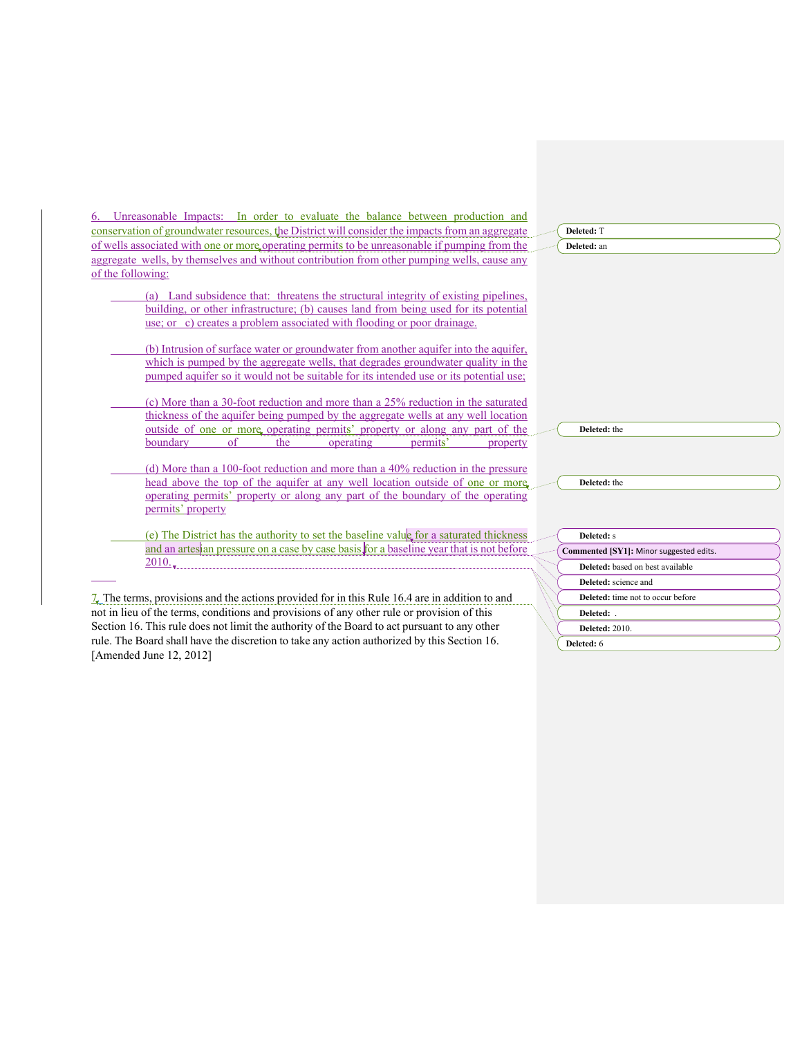6. Unreasonable Impacts: In order to evaluate the balance between production and conservation of groundwater resources, the District will consider the impacts from an aggregate of wells associated with one or more operating permits to be unreasonable if pumping from the aggregate wells, by themselves and without contribution from other pumping wells, cause any of the following:

(a) Land subsidence that: threatens the structural integrity of existing pipelines, building, or other infrastructure; (b) causes land from being used for its potential use; or c) creates a problem associated with flooding or poor drainage.

(b) Intrusion of surface water or groundwater from another aquifer into the aquifer, which is pumped by the aggregate wells, that degrades groundwater quality in the pumped aquifer so it would not be suitable for its intended use or its potential use;

(c) More than a 30-foot reduction and more than a 25% reduction in the saturated thickness of the aquifer being pumped by the aggregate wells at any well location outside of one or more operating permits' property or along any part of the boundary of the operating permits' property

(d) More than a 100-foot reduction and more than a 40% reduction in the pressure head above the top of the aquifer at any well location outside of one or more operating permits' property or along any part of the boundary of the operating permits' property

(e) The District has the authority to set the baseline value for a saturated thickness and an artesian pressure on a case by case basis for a baseline year that is not before 2010.

7. The terms, provisions and the actions provided for in this Rule 16.4 are in addition to and not in lieu of the terms, conditions and provisions of any other rule or provision of this Section 16. This rule does not limit the authority of the Board to act pursuant to any other rule. The Board shall have the discretion to take any action authorized by this Section 16. [Amended June 12, 2012]

**Deleted:** T

**Deleted:** an

**Deleted:** the

**Deleted:** the

**Deleted:** s

**Commented [SY1]:** Minor suggested edits.

**Deleted:** based on best available

**Deleted:** science and

**Deleted:** time not to occur before

**Deleted:** .

**Deleted:** 2010.

**Deleted:** 6